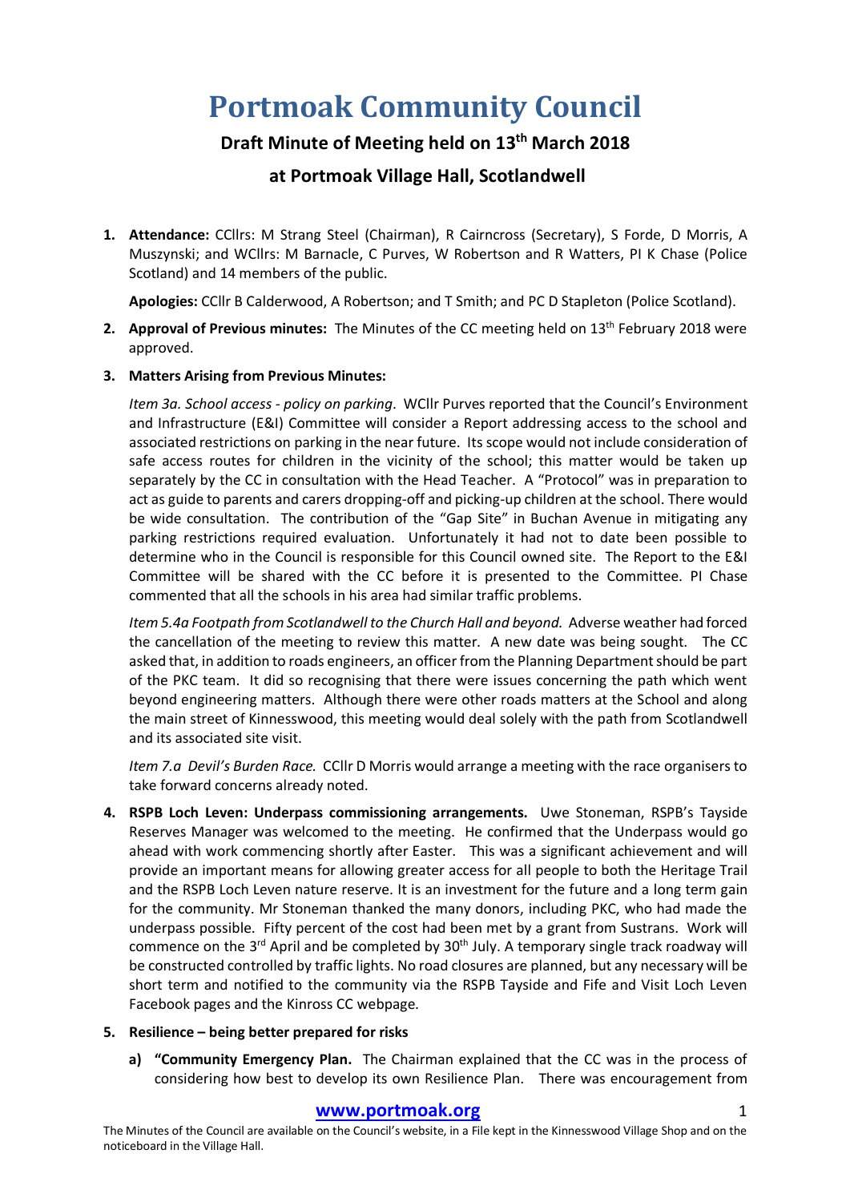# Portmoak Community Council

## Draft Minute of Meeting held on 13th March 2018

## at Portmoak Village Hall, Scotlandwell

1. **Attendance:** CCllrs: M Strang Steel (Chairman), R Cairncross (Secretary), S Forde, D Morris, A Muszynski; and WCllrs: M Barnacle, C Purves, W Robertson and R Watters, PI K Chase (Police Scotland) and 14 members of the public.

   **Apologies:** CCllr B Calderwood, A Robertson; and T Smith; and PC D Stapleton (Police Scotland).

2. **Approval of Previous minutes:** The Minutes of the CC meeting held on 13th February 2018 were approved.

3. **Matters Arising from Previous Minutes:**

   *Item 3a. School access - policy on parking*. WCllr Purves reported that the Council's Environment and Infrastructure (E&I) Committee will consider a Report addressing access to the school and associated restrictions on parking in the near future. Its scope would not include consideration of safe access routes for children in the vicinity of the school; this matter would be taken up separately by the CC in consultation with the Head Teacher. A "Protocol" was in preparation to act as guide to parents and carers dropping-off and picking-up children at the school. There would be wide consultation. The contribution of the "Gap Site" in Buchan Avenue in mitigating any parking restrictions required evaluation. Unfortunately it had not to date been possible to determine who in the Council is responsible for this Council owned site. The Report to the E&I Committee will be shared with the CC before it is presented to the Committee. PI Chase commented that all the schools in his area had similar traffic problems.

   *Item 5.4a Footpath from Scotlandwell to the Church Hall and beyond.* Adverse weather had forced the cancellation of the meeting to review this matter. A new date was being sought. The CC asked that, in addition to roads engineers, an officer from the Planning Department should be part of the PKC team. It did so recognising that there were issues concerning the path which went beyond engineering matters. Although there were other roads matters at the School and along the main street of Kinnesswood, this meeting would deal solely with the path from Scotlandwell and its associated site visit.

   *Item 7.a Devil's Burden Race.* CCllr D Morris would arrange a meeting with the race organisers to take forward concerns already noted.

4. **RSPB Loch Leven: Underpass commissioning arrangements.** Uwe Stoneman, RSPB's Tayside Reserves Manager was welcomed to the meeting. He confirmed that the Underpass would go ahead with work commencing shortly after Easter. This was a significant achievement and will provide an important means for allowing greater access for all people to both the Heritage Trail and the RSPB Loch Leven nature reserve. It is an investment for the future and a long term gain for the community. Mr Stoneman thanked the many donors, including PKC, who had made the underpass possible. Fifty percent of the cost had been met by a grant from Sustrans. Work will commence on the 3rd April and be completed by 30th July. A temporary single track roadway will be constructed controlled by traffic lights. No road closures are planned, but any necessary will be short term and notified to the community via the RSPB Tayside and Fife and Visit Loch Leven Facebook pages and the Kinross CC webpage.

5. **Resilience – being better prepared for risks**

   a) **"Community Emergency Plan.** The Chairman explained that the CC was in the process of considering how best to develop its own Resilience Plan. There was encouragement from

**www.portmoak.org**

The Minutes of the Council are available on the Council's website, in a File kept in the Kinnesswood Village Shop and on the noticeboard in the Village Hall.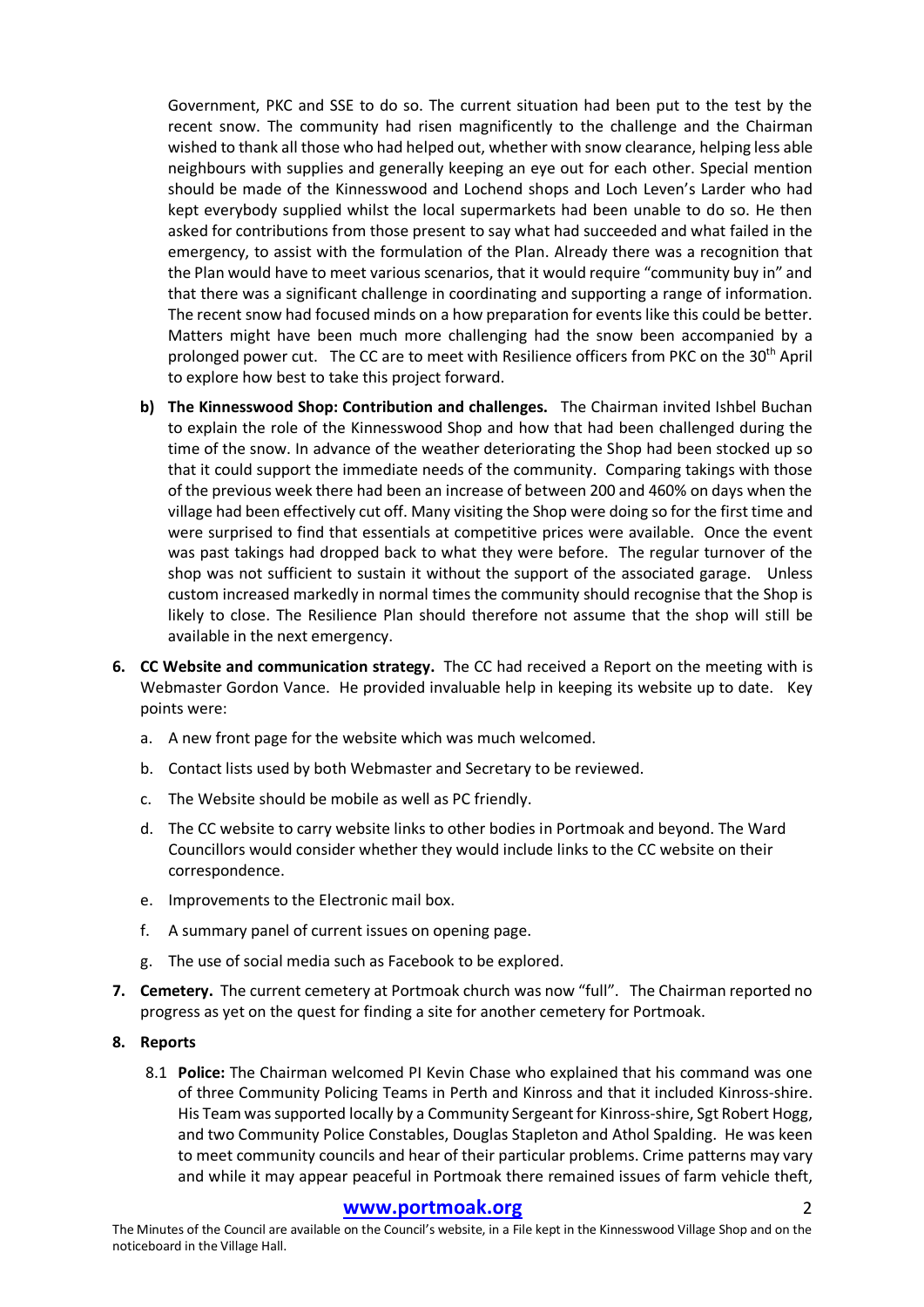Government, PKC and SSE to do so. The current situation had been put to the test by the recent snow. The community had risen magnificently to the challenge and the Chairman wished to thank all those who had helped out, whether with snow clearance, helping less able neighbours with supplies and generally keeping an eye out for each other. Special mention should be made of the Kinnesswood and Lochend shops and Loch Leven's Larder who had kept everybody supplied whilst the local supermarkets had been unable to do so. He then asked for contributions from those present to say what had succeeded and what failed in the emergency, to assist with the formulation of the Plan. Already there was a recognition that the Plan would have to meet various scenarios, that it would require "community buy in" and that there was a significant challenge in coordinating and supporting a range of information. The recent snow had focused minds on a how preparation for events like this could be better. Matters might have been much more challenging had the snow been accompanied by a prolonged power cut. The CC are to meet with Resilience officers from PKC on the 30th April to explore how best to take this project forward.

**b) The Kinnesswood Shop: Contribution and challenges.** The Chairman invited Ishbel Buchan to explain the role of the Kinnesswood Shop and how that had been challenged during the time of the snow. In advance of the weather deteriorating the Shop had been stocked up so that it could support the immediate needs of the community. Comparing takings with those of the previous week there had been an increase of between 200 and 460% on days when the village had been effectively cut off. Many visiting the Shop were doing so for the first time and were surprised to find that essentials at competitive prices were available. Once the event was past takings had dropped back to what they were before. The regular turnover of the shop was not sufficient to sustain it without the support of the associated garage. Unless custom increased markedly in normal times the community should recognise that the Shop is likely to close. The Resilience Plan should therefore not assume that the shop will still be available in the next emergency.

6. **CC Website and communication strategy.** The CC had received a Report on the meeting with is Webmaster Gordon Vance. He provided invaluable help in keeping its website up to date. Key points were:

   a. A new front page for the website which was much welcomed.

   b. Contact lists used by both Webmaster and Secretary to be reviewed.

   c. The Website should be mobile as well as PC friendly.

   d. The CC website to carry website links to other bodies in Portmoak and beyond. The Ward Councillors would consider whether they would include links to the CC website on their correspondence.

   e. Improvements to the Electronic mail box.

   f. A summary panel of current issues on opening page.

   g. The use of social media such as Facebook to be explored.

7. **Cemetery.** The current cemetery at Portmoak church was now "full". The Chairman reported no progress as yet on the quest for finding a site for another cemetery for Portmoak.

8. **Reports**

   8.1 **Police:** The Chairman welcomed PI Kevin Chase who explained that his command was one of three Community Policing Teams in Perth and Kinross and that it included Kinross-shire. His Team was supported locally by a Community Sergeant for Kinross-shire, Sgt Robert Hogg, and two Community Police Constables, Douglas Stapleton and Athol Spalding. He was keen to meet community councils and hear of their particular problems. Crime patterns may vary and while it may appear peaceful in Portmoak there remained issues of farm vehicle theft,

**www.portmoak.org**

The Minutes of the Council are available on the Council's website, in a File kept in the Kinnesswood Village Shop and on the noticeboard in the Village Hall.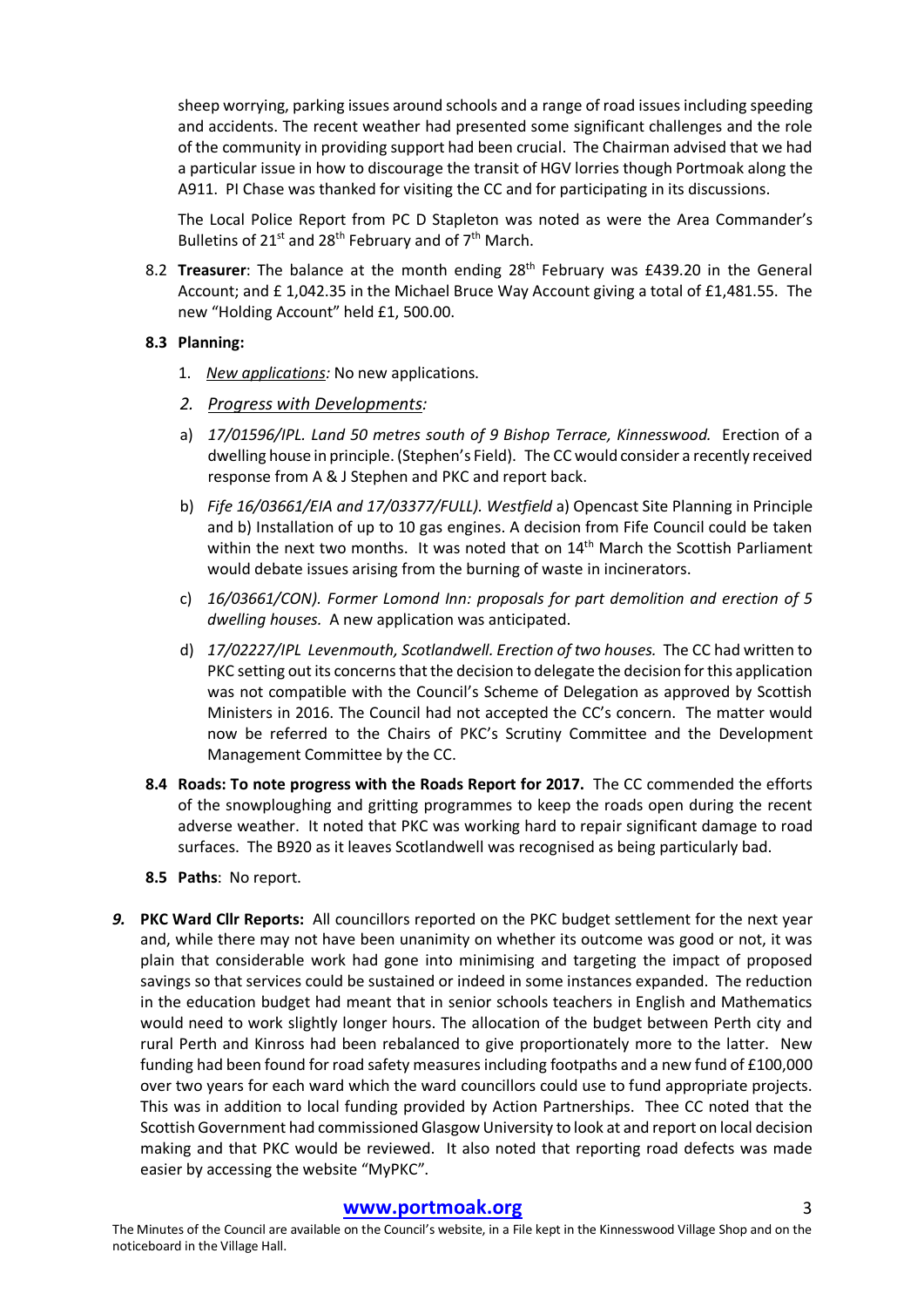sheep worrying, parking issues around schools and a range of road issues including speeding and accidents. The recent weather had presented some significant challenges and the role of the community in providing support had been crucial. The Chairman advised that we had a particular issue in how to discourage the transit of HGV lorries though Portmoak along the A911. PI Chase was thanked for visiting the CC and for participating in its discussions.

The Local Police Report from PC D Stapleton was noted as were the Area Commander's Bulletins of 21st and 28th February and of 7th March.

8.2 **Treasurer**: The balance at the month ending 28th February was £439.20 in the General Account; and £ 1,042.35 in the Michael Bruce Way Account giving a total of £1,481.55. The new "Holding Account" held £1, 500.00.

**8.3 Planning:**

1. *New applications:* No new applications.
2. *Progress with Developments:*

a) *17/01596/IPL. Land 50 metres south of 9 Bishop Terrace, Kinnesswood.* Erection of a dwelling house in principle. (Stephen's Field). The CC would consider a recently received response from A & J Stephen and PKC and report back.

b) *Fife 16/03661/EIA and 17/03377/FULL). Westfield* a) Opencast Site Planning in Principle and b) Installation of up to 10 gas engines. A decision from Fife Council could be taken within the next two months. It was noted that on 14th March the Scottish Parliament would debate issues arising from the burning of waste in incinerators.

c) *16/03661/CON). Former Lomond Inn: proposals for part demolition and erection of 5 dwelling houses.* A new application was anticipated.

d) *17/02227/IPL Levenmouth, Scotlandwell. Erection of two houses.* The CC had written to PKC setting out its concerns that the decision to delegate the decision for this application was not compatible with the Council's Scheme of Delegation as approved by Scottish Ministers in 2016. The Council had not accepted the CC's concern. The matter would now be referred to the Chairs of PKC's Scrutiny Committee and the Development Management Committee by the CC.

**8.4 Roads: To note progress with the Roads Report for 2017.** The CC commended the efforts of the snowploughing and gritting programmes to keep the roads open during the recent adverse weather. It noted that PKC was working hard to repair significant damage to road surfaces. The B920 as it leaves Scotlandwell was recognised as being particularly bad.

**8.5 Paths**: No report.

***9.*** **PKC Ward Cllr Reports:** All councillors reported on the PKC budget settlement for the next year and, while there may not have been unanimity on whether its outcome was good or not, it was plain that considerable work had gone into minimising and targeting the impact of proposed savings so that services could be sustained or indeed in some instances expanded. The reduction in the education budget had meant that in senior schools teachers in English and Mathematics would need to work slightly longer hours. The allocation of the budget between Perth city and rural Perth and Kinross had been rebalanced to give proportionately more to the latter. New funding had been found for road safety measures including footpaths and a new fund of £100,000 over two years for each ward which the ward councillors could use to fund appropriate projects. This was in addition to local funding provided by Action Partnerships. Thee CC noted that the Scottish Government had commissioned Glasgow University to look at and report on local decision making and that PKC would be reviewed. It also noted that reporting road defects was made easier by accessing the website "MyPKC".

**www.portmoak.org**

The Minutes of the Council are available on the Council's website, in a File kept in the Kinnesswood Village Shop and on the noticeboard in the Village Hall.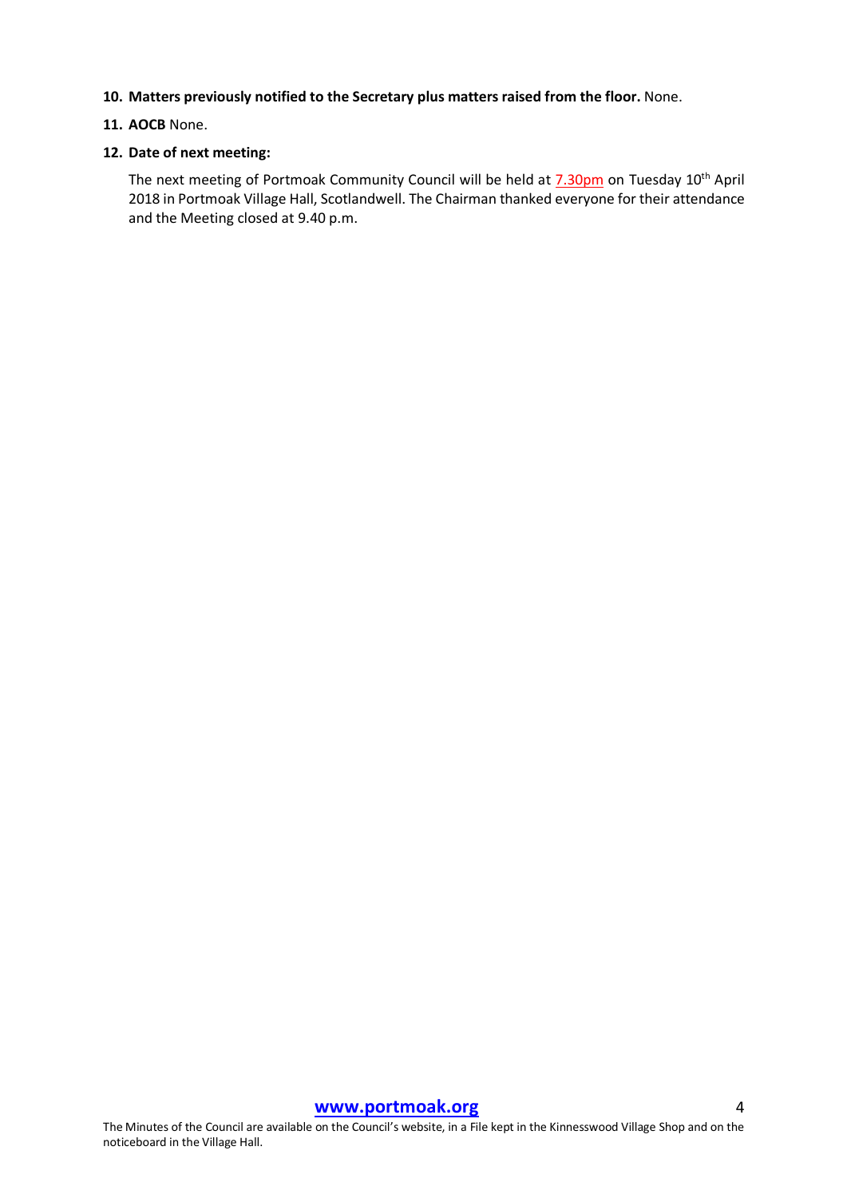**10. Matters previously notified to the Secretary plus matters raised from the floor.** None.

**11. AOCB** None.

**12. Date of next meeting:**

The next meeting of Portmoak Community Council will be held at 7.30pm on Tuesday 10th April 2018 in Portmoak Village Hall, Scotlandwell. The Chairman thanked everyone for their attendance and the Meeting closed at 9.40 p.m.

**www.portmoak.org**

The Minutes of the Council are available on the Council's website, in a File kept in the Kinnesswood Village Shop and on the noticeboard in the Village Hall.